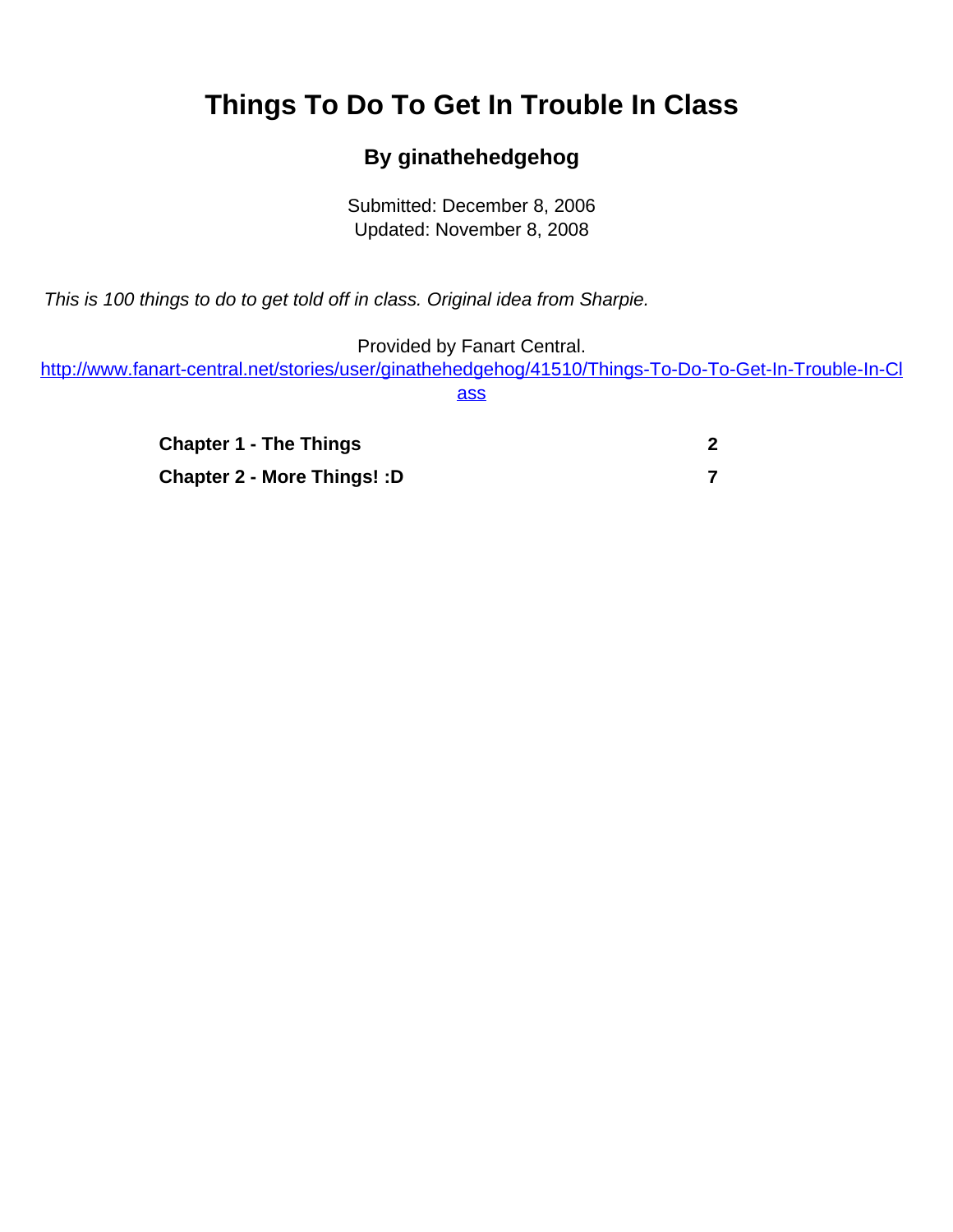# Things To Do To Get In Trouble In Class

**By ginathehedgehog**

Submitted: December 8, 2006
Updated: November 8, 2008

*This is 100 things to do to get told off in class. Original idea from Sharpie.*

Provided by Fanart Central.
[http://www.fanart-central.net/stories/user/ginathehedgehog/41510/Things-To-Do-To-Get-In-Trouble-In-Class](http://www.fanart-central.net/stories/user/ginathehedgehog/41510/Things-To-Do-To-Get-In-Trouble-In-Class)

| | |
|---|---|
| **Chapter 1 - The Things** | **2** |
| **Chapter 2 - More Things! :D** | **7** |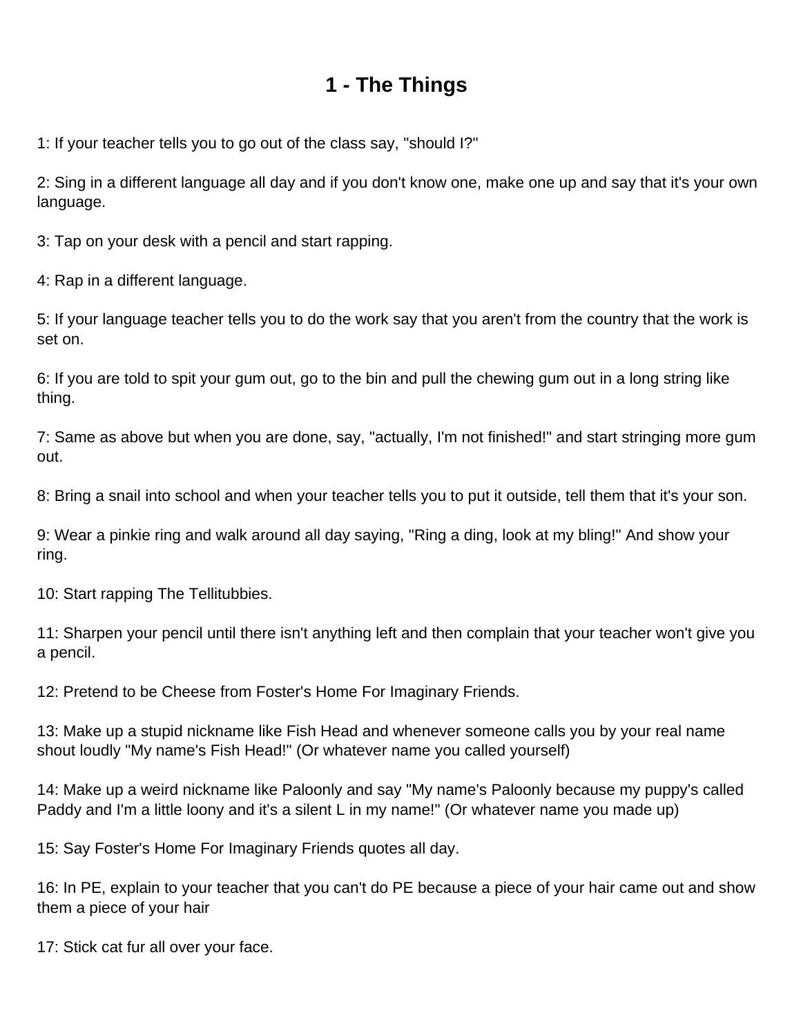# 1 - The Things

1: If your teacher tells you to go out of the class say, "should I?"

2: Sing in a different language all day and if you don't know one, make one up and say that it's your own language.

3: Tap on your desk with a pencil and start rapping.

4: Rap in a different language.

5: If your language teacher tells you to do the work say that you aren't from the country that the work is set on.

6: If you are told to spit your gum out, go to the bin and pull the chewing gum out in a long string like thing.

7: Same as above but when you are done, say, "actually, I'm not finished!" and start stringing more gum out.

8: Bring a snail into school and when your teacher tells you to put it outside, tell them that it's your son.

9: Wear a pinkie ring and walk around all day saying, "Ring a ding, look at my bling!" And show your ring.

10: Start rapping The Tellitubbies.

11: Sharpen your pencil until there isn't anything left and then complain that your teacher won't give you a pencil.

12: Pretend to be Cheese from Foster's Home For Imaginary Friends.

13: Make up a stupid nickname like Fish Head and whenever someone calls you by your real name shout loudly "My name's Fish Head!" (Or whatever name you called yourself)

14: Make up a weird nickname like Paloonly and say "My name's Paloonly because my puppy's called Paddy and I'm a little loony and it's a silent L in my name!" (Or whatever name you made up)

15: Say Foster's Home For Imaginary Friends quotes all day.

16: In PE, explain to your teacher that you can't do PE because a piece of your hair came out and show them a piece of your hair

17: Stick cat fur all over your face.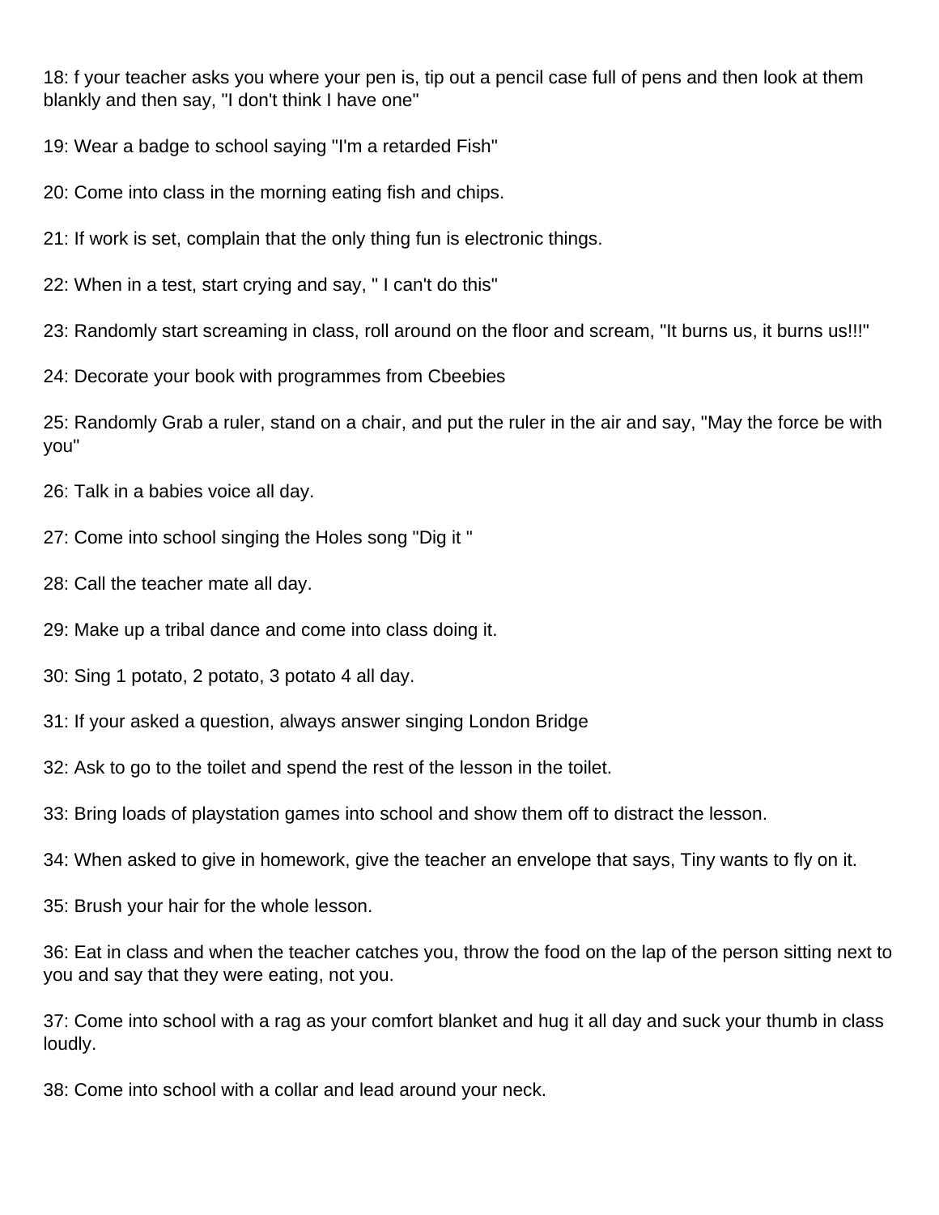18: f your teacher asks you where your pen is, tip out a pencil case full of pens and then look at them blankly and then say, "I don't think I have one"

19: Wear a badge to school saying "I'm a retarded Fish"

20: Come into class in the morning eating fish and chips.

21: If work is set, complain that the only thing fun is electronic things.

22: When in a test, start crying and say, " I can't do this"

23: Randomly start screaming in class, roll around on the floor and scream, "It burns us, it burns us!!!"

24: Decorate your book with programmes from Cbeebies

25: Randomly Grab a ruler, stand on a chair, and put the ruler in the air and say, "May the force be with you"

26: Talk in a babies voice all day.

27: Come into school singing the Holes song "Dig it "

28: Call the teacher mate all day.

29: Make up a tribal dance and come into class doing it.

30: Sing 1 potato, 2 potato, 3 potato 4 all day.

31: If your asked a question, always answer singing London Bridge

32: Ask to go to the toilet and spend the rest of the lesson in the toilet.

33: Bring loads of playstation games into school and show them off to distract the lesson.

34: When asked to give in homework, give the teacher an envelope that says, Tiny wants to fly on it.

35: Brush your hair for the whole lesson.

36: Eat in class and when the teacher catches you, throw the food on the lap of the person sitting next to you and say that they were eating, not you.

37: Come into school with a rag as your comfort blanket and hug it all day and suck your thumb in class loudly.

38: Come into school with a collar and lead around your neck.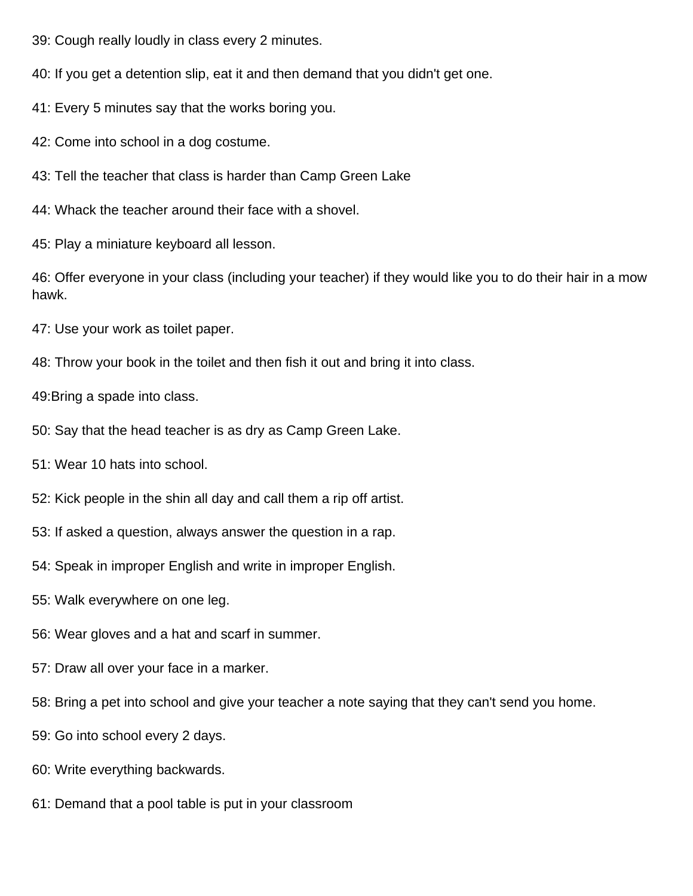39: Cough really loudly in class every 2 minutes.

40: If you get a detention slip, eat it and then demand that you didn't get one.

41: Every 5 minutes say that the works boring you.

42: Come into school in a dog costume.

43: Tell the teacher that class is harder than Camp Green Lake

44: Whack the teacher around their face with a shovel.

45: Play a miniature keyboard all lesson.

46: Offer everyone in your class (including your teacher) if they would like you to do their hair in a mow hawk.

47: Use your work as toilet paper.

48: Throw your book in the toilet and then fish it out and bring it into class.

49:Bring a spade into class.

50: Say that the head teacher is as dry as Camp Green Lake.

51: Wear 10 hats into school.

52: Kick people in the shin all day and call them a rip off artist.

53: If asked a question, always answer the question in a rap.

54: Speak in improper English and write in improper English.

55: Walk everywhere on one leg.

56: Wear gloves and a hat and scarf in summer.

57: Draw all over your face in a marker.

58: Bring a pet into school and give your teacher a note saying that they can't send you home.

59: Go into school every 2 days.

60: Write everything backwards.

61: Demand that a pool table is put in your classroom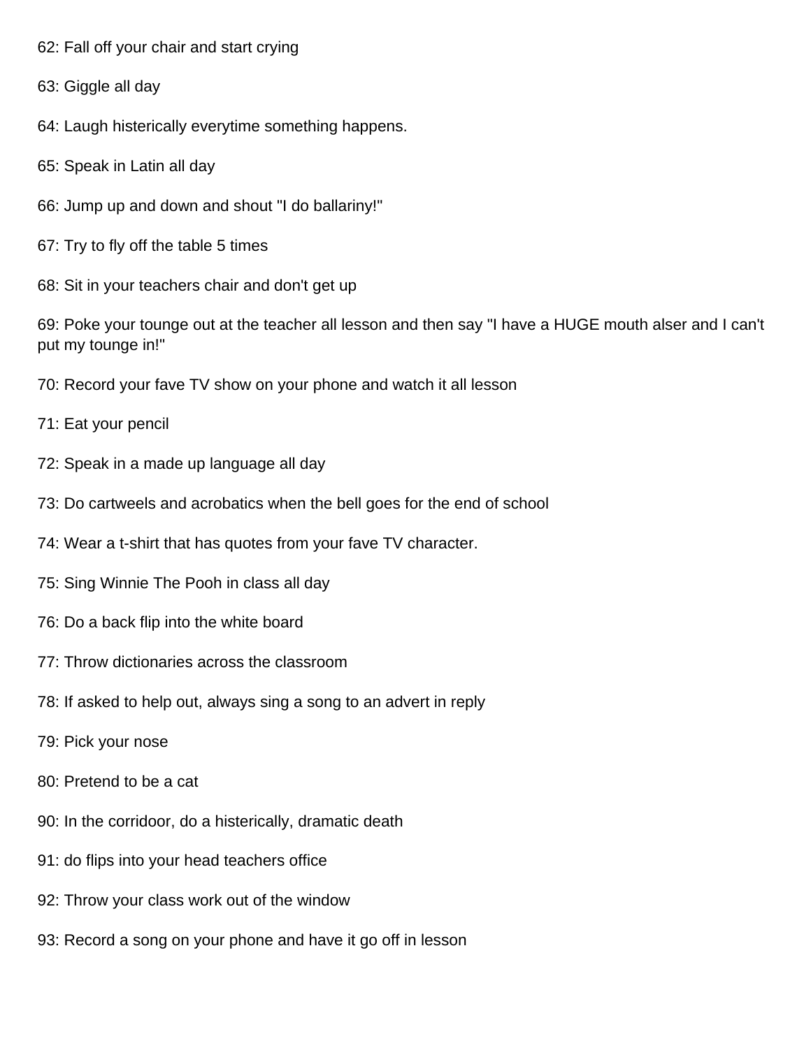62: Fall off your chair and start crying

63: Giggle all day

64: Laugh histerically everytime something happens.

65: Speak in Latin all day

66: Jump up and down and shout "I do ballariny!"

67: Try to fly off the table 5 times

68: Sit in your teachers chair and don't get up

69: Poke your tounge out at the teacher all lesson and then say "I have a HUGE mouth alser and I can't put my tounge in!"

70: Record your fave TV show on your phone and watch it all lesson

71: Eat your pencil

72: Speak in a made up language all day

73: Do cartweels and acrobatics when the bell goes for the end of school

74: Wear a t-shirt that has quotes from your fave TV character.

75: Sing Winnie The Pooh in class all day

76: Do a back flip into the white board

77: Throw dictionaries across the classroom

78: If asked to help out, always sing a song to an advert in reply

79: Pick your nose

80: Pretend to be a cat

90: In the corridoor, do a histerically, dramatic death

91: do flips into your head teachers office

92: Throw your class work out of the window

93: Record a song on your phone and have it go off in lesson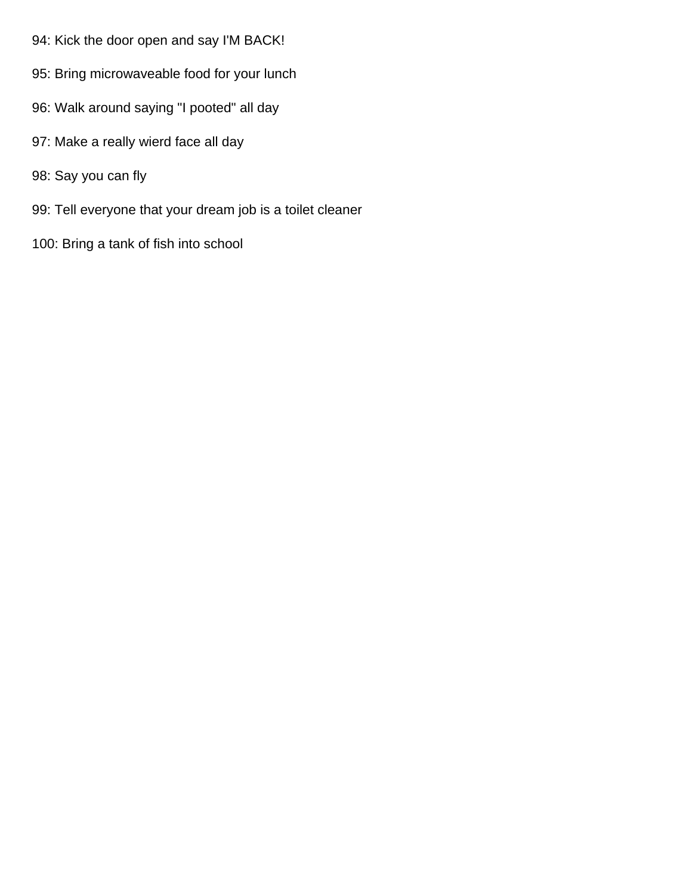94: Kick the door open and say I'M BACK!

95: Bring microwaveable food for your lunch

96: Walk around saying "I pooted" all day

97: Make a really wierd face all day

98: Say you can fly

99: Tell everyone that your dream job is a toilet cleaner

100: Bring a tank of fish into school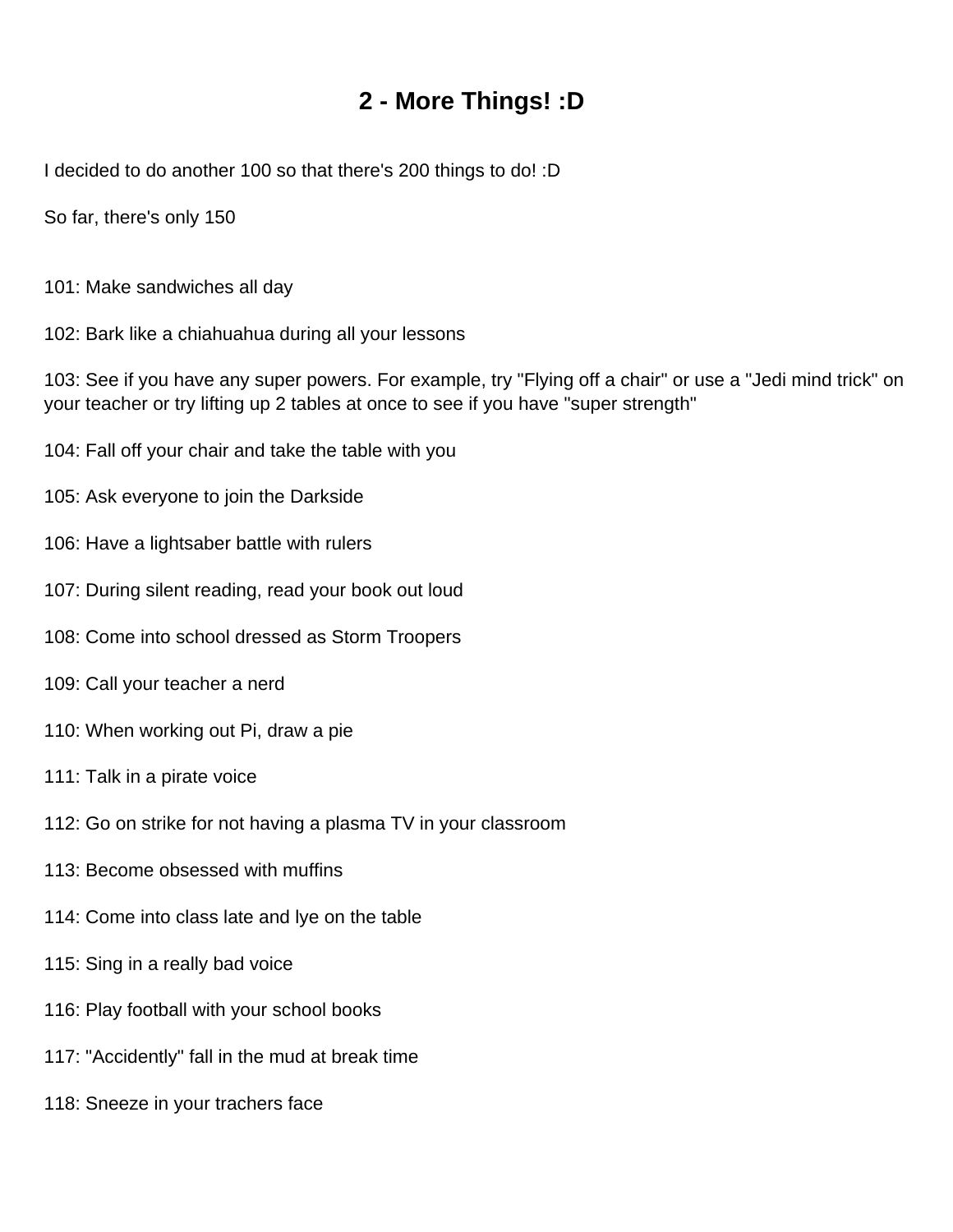# 2 - More Things! :D

I decided to do another 100 so that there's 200 things to do! :D

So far, there's only 150

101: Make sandwiches all day

102: Bark like a chiahuahua during all your lessons

103: See if you have any super powers. For example, try "Flying off a chair" or use a "Jedi mind trick" on your teacher or try lifting up 2 tables at once to see if you have "super strength"

104: Fall off your chair and take the table with you

105: Ask everyone to join the Darkside

106: Have a lightsaber battle with rulers

107: During silent reading, read your book out loud

108: Come into school dressed as Storm Troopers

109: Call your teacher a nerd

110: When working out Pi, draw a pie

111: Talk in a pirate voice

112: Go on strike for not having a plasma TV in your classroom

113: Become obsessed with muffins

114: Come into class late and lye on the table

115: Sing in a really bad voice

116: Play football with your school books

117: "Accidently" fall in the mud at break time

118: Sneeze in your trachers face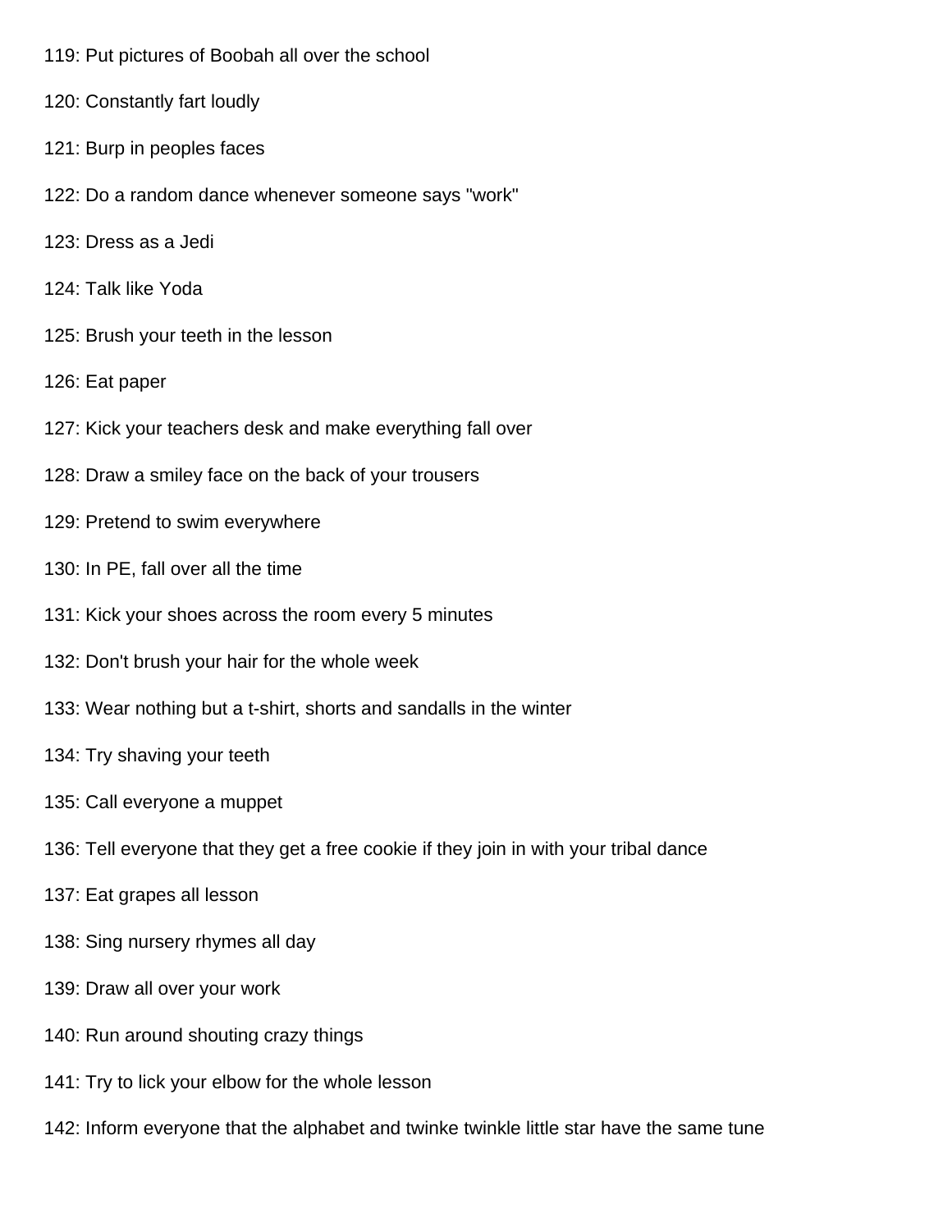119: Put pictures of Boobah all over the school

120: Constantly fart loudly

121: Burp in peoples faces

122: Do a random dance whenever someone says "work"

123: Dress as a Jedi

124: Talk like Yoda

125: Brush your teeth in the lesson

126: Eat paper

127: Kick your teachers desk and make everything fall over

128: Draw a smiley face on the back of your trousers

129: Pretend to swim everywhere

130: In PE, fall over all the time

131: Kick your shoes across the room every 5 minutes

132: Don't brush your hair for the whole week

133: Wear nothing but a t-shirt, shorts and sandalls in the winter

134: Try shaving your teeth

135: Call everyone a muppet

136: Tell everyone that they get a free cookie if they join in with your tribal dance

137: Eat grapes all lesson

138: Sing nursery rhymes all day

139: Draw all over your work

140: Run around shouting crazy things

141: Try to lick your elbow for the whole lesson

142: Inform everyone that the alphabet and twinke twinkle little star have the same tune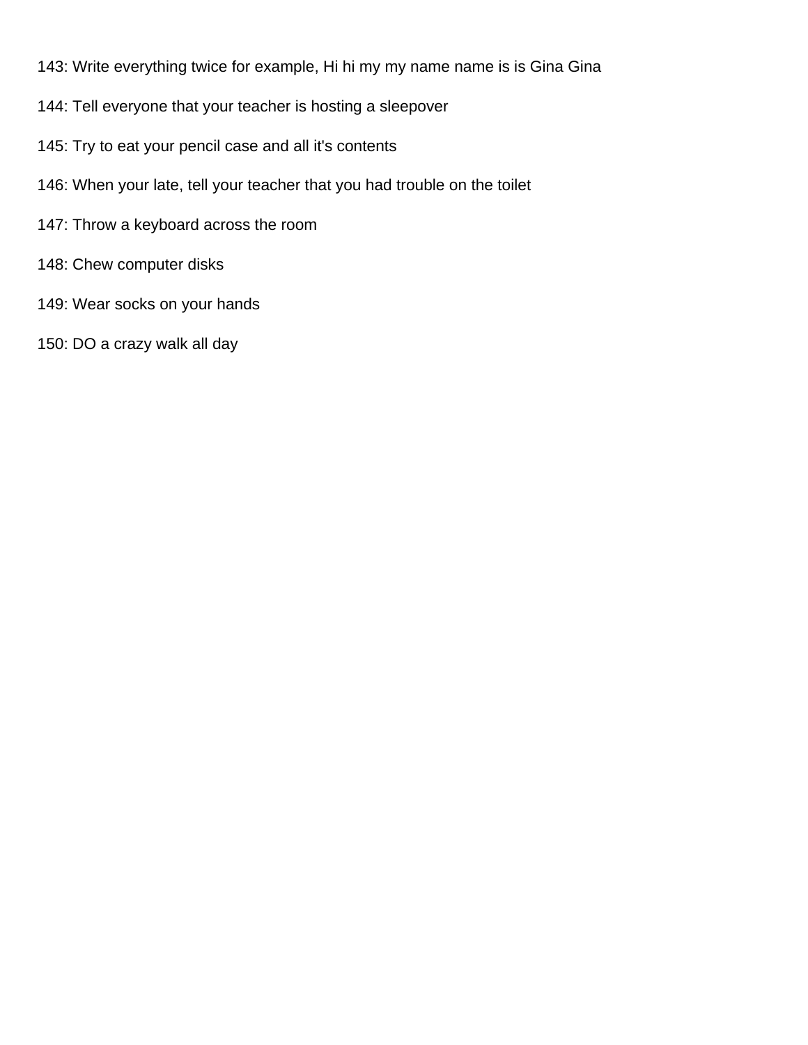143: Write everything twice for example, Hi hi my my name name is is Gina Gina

144: Tell everyone that your teacher is hosting a sleepover

145: Try to eat your pencil case and all it's contents

146: When your late, tell your teacher that you had trouble on the toilet

147: Throw a keyboard across the room

148: Chew computer disks

149: Wear socks on your hands

150: DO a crazy walk all day